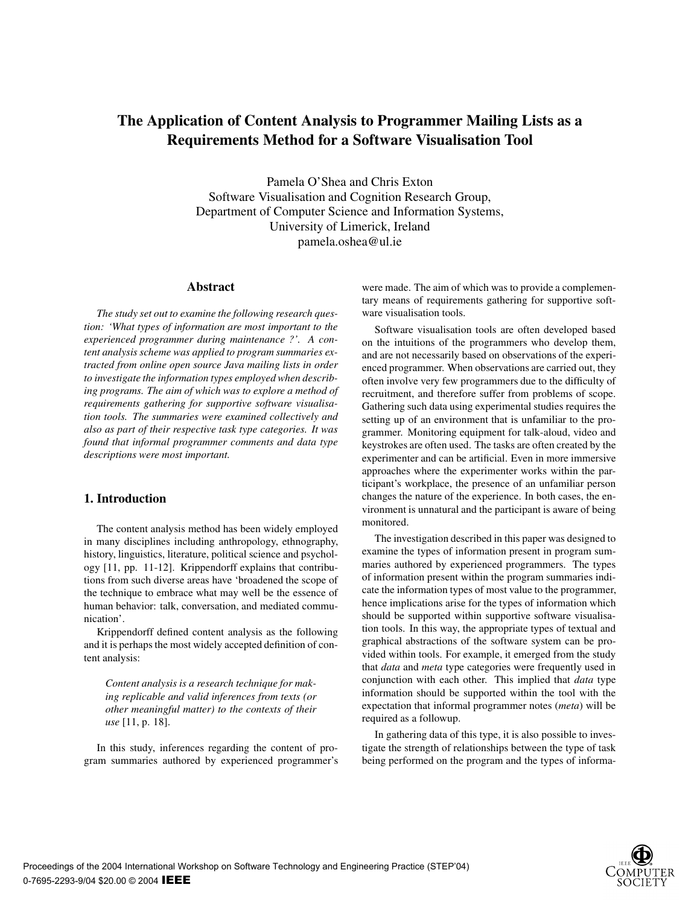# The Application of Content Analysis to Programmer Mailing Lists as a Requirements Method for a Software Visualisation Tool

Pamela O'Shea and Chris Exton
Software Visualisation and Cognition Research Group,
Department of Computer Science and Information Systems,
University of Limerick, Ireland
pamela.oshea@ul.ie

## Abstract

*The study set out to examine the following research question: 'What types of information are most important to the experienced programmer during maintenance ?'. A content analysis scheme was applied to program summaries extracted from online open source Java mailing lists in order to investigate the information types employed when describing programs. The aim of which was to explore a method of requirements gathering for supportive software visualisation tools. The summaries were examined collectively and also as part of their respective task type categories. It was found that informal programmer comments and data type descriptions were most important.*

## 1. Introduction

The content analysis method has been widely employed in many disciplines including anthropology, ethnography, history, linguistics, literature, political science and psychology [11, pp. 11-12]. Krippendorff explains that contributions from such diverse areas have 'broadened the scope of the technique to embrace what may well be the essence of human behavior: talk, conversation, and mediated communication'.

Krippendorff defined content analysis as the following and it is perhaps the most widely accepted definition of content analysis:

> *Content analysis is a research technique for making replicable and valid inferences from texts (or other meaningful matter) to the contexts of their use* [11, p. 18].

In this study, inferences regarding the content of program summaries authored by experienced programmer's were made. The aim of which was to provide a complementary means of requirements gathering for supportive software visualisation tools.

Software visualisation tools are often developed based on the intuitions of the programmers who develop them, and are not necessarily based on observations of the experienced programmer. When observations are carried out, they often involve very few programmers due to the difficulty of recruitment, and therefore suffer from problems of scope. Gathering such data using experimental studies requires the setting up of an environment that is unfamiliar to the programmer. Monitoring equipment for talk-aloud, video and keystrokes are often used. The tasks are often created by the experimenter and can be artificial. Even in more immersive approaches where the experimenter works within the participant's workplace, the presence of an unfamiliar person changes the nature of the experience. In both cases, the environment is unnatural and the participant is aware of being monitored.

The investigation described in this paper was designed to examine the types of information present in program summaries authored by experienced programmers. The types of information present within the program summaries indicate the information types of most value to the programmer, hence implications arise for the types of information which should be supported within supportive software visualisation tools. In this way, the appropriate types of textual and graphical abstractions of the software system can be provided within tools. For example, it emerged from the study that *data* and *meta* type categories were frequently used in conjunction with each other. This implied that *data* type information should be supported within the tool with the expectation that informal programmer notes (*meta*) will be required as a followup.

In gathering data of this type, it is also possible to investigate the strength of relationships between the type of task being performed on the program and the types of informa-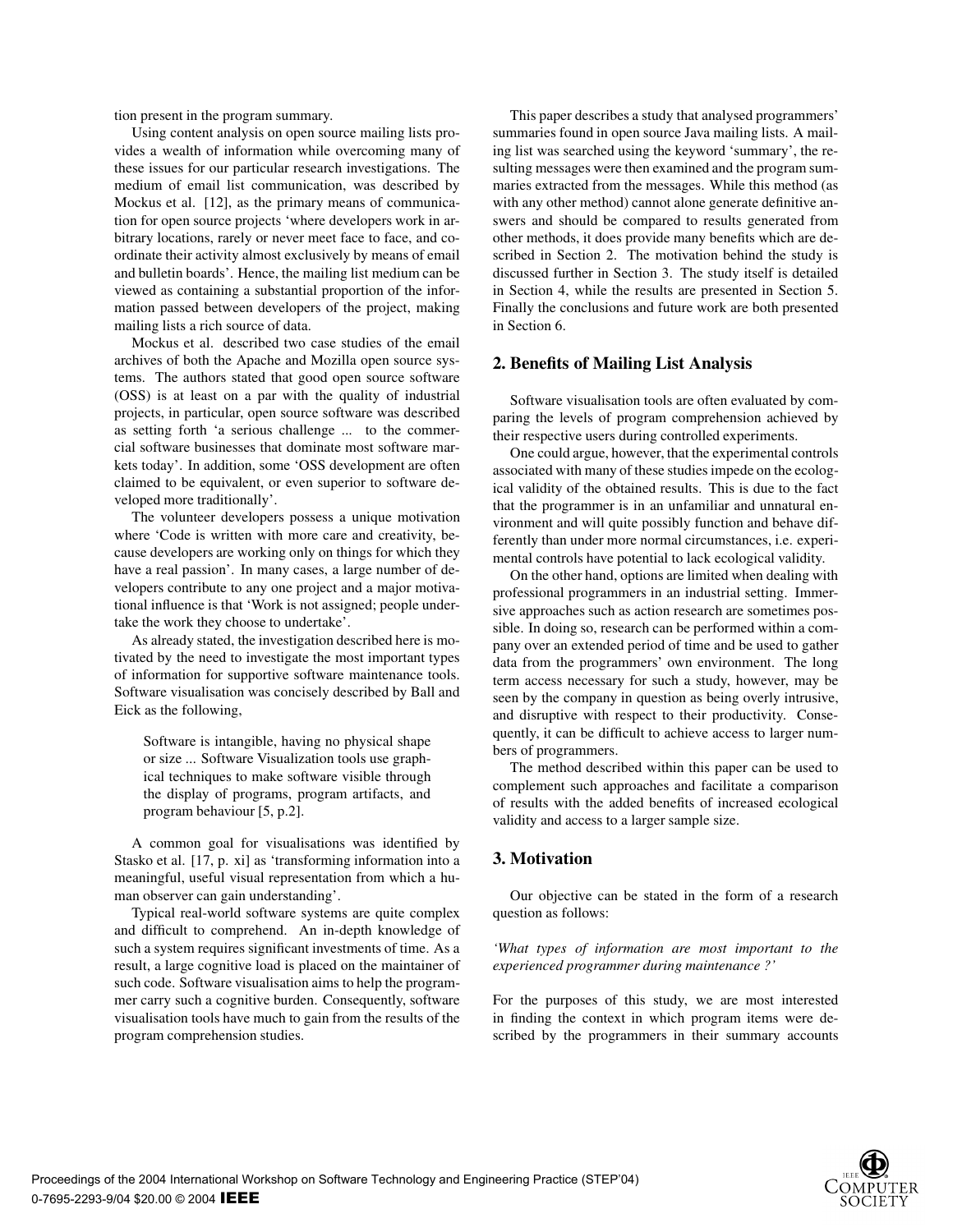tion present in the program summary.

Using content analysis on open source mailing lists provides a wealth of information while overcoming many of these issues for our particular research investigations. The medium of email list communication, was described by Mockus et al. [12], as the primary means of communication for open source projects 'where developers work in arbitrary locations, rarely or never meet face to face, and coordinate their activity almost exclusively by means of email and bulletin boards'. Hence, the mailing list medium can be viewed as containing a substantial proportion of the information passed between developers of the project, making mailing lists a rich source of data.

Mockus et al. described two case studies of the email archives of both the Apache and Mozilla open source systems. The authors stated that good open source software (OSS) is at least on a par with the quality of industrial projects, in particular, open source software was described as setting forth 'a serious challenge ... to the commercial software businesses that dominate most software markets today'. In addition, some 'OSS development are often claimed to be equivalent, or even superior to software developed more traditionally'.

The volunteer developers possess a unique motivation where 'Code is written with more care and creativity, because developers are working only on things for which they have a real passion'. In many cases, a large number of developers contribute to any one project and a major motivational influence is that 'Work is not assigned; people undertake the work they choose to undertake'.

As already stated, the investigation described here is motivated by the need to investigate the most important types of information for supportive software maintenance tools. Software visualisation was concisely described by Ball and Eick as the following,

> Software is intangible, having no physical shape or size ... Software Visualization tools use graphical techniques to make software visible through the display of programs, program artifacts, and program behaviour [5, p.2].

A common goal for visualisations was identified by Stasko et al. [17, p. xi] as 'transforming information into a meaningful, useful visual representation from which a human observer can gain understanding'.

Typical real-world software systems are quite complex and difficult to comprehend. An in-depth knowledge of such a system requires significant investments of time. As a result, a large cognitive load is placed on the maintainer of such code. Software visualisation aims to help the programmer carry such a cognitive burden. Consequently, software visualisation tools have much to gain from the results of the program comprehension studies.

This paper describes a study that analysed programmers' summaries found in open source Java mailing lists. A mailing list was searched using the keyword 'summary', the resulting messages were then examined and the program summaries extracted from the messages. While this method (as with any other method) cannot alone generate definitive answers and should be compared to results generated from other methods, it does provide many benefits which are described in Section 2. The motivation behind the study is discussed further in Section 3. The study itself is detailed in Section 4, while the results are presented in Section 5. Finally the conclusions and future work are both presented in Section 6.

## 2. Benefits of Mailing List Analysis

Software visualisation tools are often evaluated by comparing the levels of program comprehension achieved by their respective users during controlled experiments.

One could argue, however, that the experimental controls associated with many of these studies impede on the ecological validity of the obtained results. This is due to the fact that the programmer is in an unfamiliar and unnatural environment and will quite possibly function and behave differently than under more normal circumstances, i.e. experimental controls have potential to lack ecological validity.

On the other hand, options are limited when dealing with professional programmers in an industrial setting. Immersive approaches such as action research are sometimes possible. In doing so, research can be performed within a company over an extended period of time and be used to gather data from the programmers' own environment. The long term access necessary for such a study, however, may be seen by the company in question as being overly intrusive, and disruptive with respect to their productivity. Consequently, it can be difficult to achieve access to larger numbers of programmers.

The method described within this paper can be used to complement such approaches and facilitate a comparison of results with the added benefits of increased ecological validity and access to a larger sample size.

## 3. Motivation

Our objective can be stated in the form of a research question as follows:

*'What types of information are most important to the experienced programmer during maintenance ?'*

For the purposes of this study, we are most interested in finding the context in which program items were described by the programmers in their summary accounts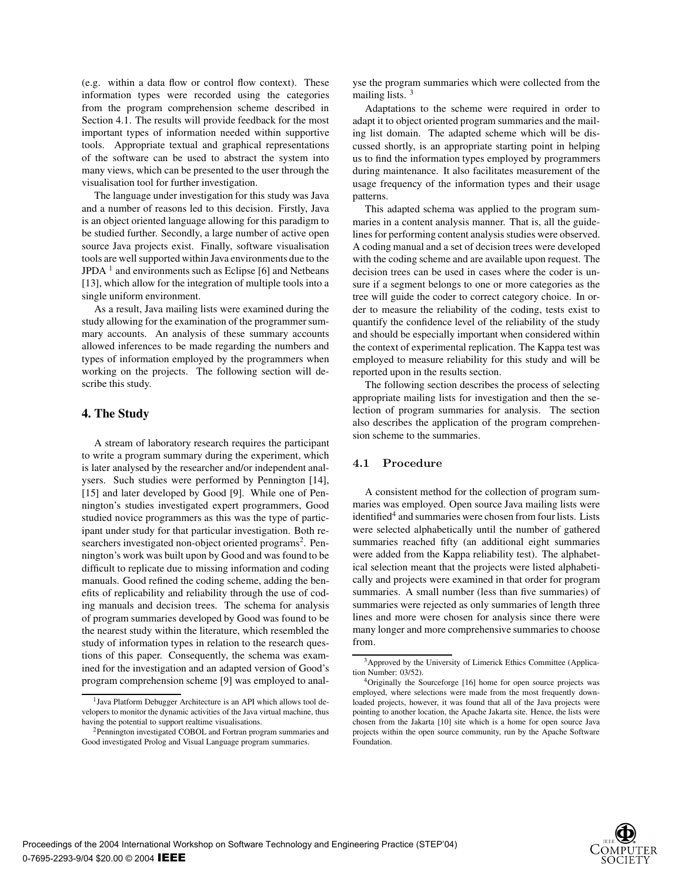(e.g. within a data flow or control flow context). These information types were recorded using the categories from the program comprehension scheme described in Section 4.1. The results will provide feedback for the most important types of information needed within supportive tools. Appropriate textual and graphical representations of the software can be used to abstract the system into many views, which can be presented to the user through the visualisation tool for further investigation.

The language under investigation for this study was Java and a number of reasons led to this decision. Firstly, Java is an object oriented language allowing for this paradigm to be studied further. Secondly, a large number of active open source Java projects exist. Finally, software visualisation tools are well supported within Java environments due to the JPDA [1] and environments such as Eclipse [6] and Netbeans [13], which allow for the integration of multiple tools into a single uniform environment.

As a result, Java mailing lists were examined during the study allowing for the examination of the programmer summary accounts. An analysis of these summary accounts allowed inferences to be made regarding the numbers and types of information employed by the programmers when working on the projects. The following section will describe this study.

## 4. The Study

A stream of laboratory research requires the participant to write a program summary during the experiment, which is later analysed by the researcher and/or independent analysers. Such studies were performed by Pennington [14], [15] and later developed by Good [9]. While one of Pennington's studies investigated expert programmers, Good studied novice programmers as this was the type of participant under study for that particular investigation. Both researchers investigated non-object oriented programs[2]. Pennington's work was built upon by Good and was found to be difficult to replicate due to missing information and coding manuals. Good refined the coding scheme, adding the benefits of replicability and reliability through the use of coding manuals and decision trees. The schema for analysis of program summaries developed by Good was found to be the nearest study within the literature, which resembled the study of information types in relation to the research questions of this paper. Consequently, the schema was examined for the investigation and an adapted version of Good's program comprehension scheme [9] was employed to analyse the program summaries which were collected from the mailing lists. [3]

Adaptations to the scheme were required in order to adapt it to object oriented program summaries and the mailing list domain. The adapted scheme which will be discussed shortly, is an appropriate starting point in helping us to find the information types employed by programmers during maintenance. It also facilitates measurement of the usage frequency of the information types and their usage patterns.

This adapted schema was applied to the program summaries in a content analysis manner. That is, all the guidelines for performing content analysis studies were observed. A coding manual and a set of decision trees were developed with the coding scheme and are available upon request. The decision trees can be used in cases where the coder is unsure if a segment belongs to one or more categories as the tree will guide the coder to correct category choice. In order to measure the reliability of the coding, tests exist to quantify the confidence level of the reliability of the study and should be especially important when considered within the context of experimental replication. The Kappa test was employed to measure reliability for this study and will be reported upon in the results section.

The following section describes the process of selecting appropriate mailing lists for investigation and then the selection of program summaries for analysis. The section also describes the application of the program comprehension scheme to the summaries.

### 4.1 Procedure

A consistent method for the collection of program summaries was employed. Open source Java mailing lists were identified[4] and summaries were chosen from four lists. Lists were selected alphabetically until the number of gathered summaries reached fifty (an additional eight summaries were added from the Kappa reliability test). The alphabetical selection meant that the projects were listed alphabetically and projects were examined in that order for program summaries. A small number (less than five summaries) of summaries were rejected as only summaries of length three lines and more were chosen for analysis since there were many longer and more comprehensive summaries to choose from.

---

[1] Java Platform Debugger Architecture is an API which allows tool developers to monitor the dynamic activities of the Java virtual machine, thus having the potential to support realtime visualisations.

[2] Pennington investigated COBOL and Fortran program summaries and Good investigated Prolog and Visual Language program summaries.

[3] Approved by the University of Limerick Ethics Committee (Application Number: 03/52).

[4] Originally the Sourceforge [16] home for open source projects was employed, where selections were made from the most frequently downloaded projects, however, it was found that all of the Java projects were pointing to another location, the Apache Jakarta site. Hence, the lists were chosen from the Jakarta [10] site which is a home for open source Java projects within the open source community, run by the Apache Software Foundation.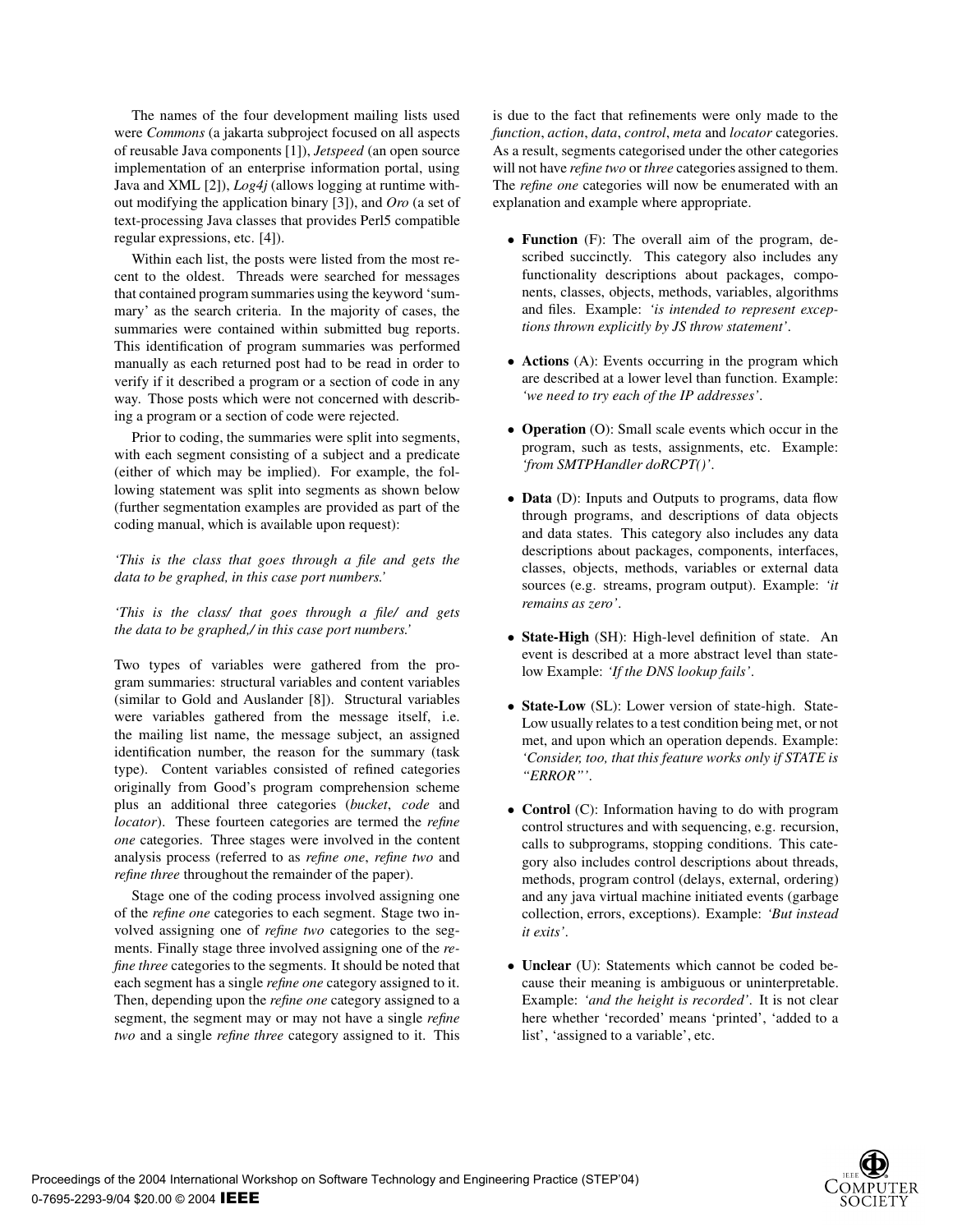The names of the four development mailing lists used were *Commons* (a jakarta subproject focused on all aspects of reusable Java components [1]), *Jetspeed* (an open source implementation of an enterprise information portal, using Java and XML [2]), *Log4j* (allows logging at runtime without modifying the application binary [3]), and *Oro* (a set of text-processing Java classes that provides Perl5 compatible regular expressions, etc. [4]).

Within each list, the posts were listed from the most recent to the oldest. Threads were searched for messages that contained program summaries using the keyword 'summary' as the search criteria. In the majority of cases, the summaries were contained within submitted bug reports. This identification of program summaries was performed manually as each returned post had to be read in order to verify if it described a program or a section of code in any way. Those posts which were not concerned with describing a program or a section of code were rejected.

Prior to coding, the summaries were split into segments, with each segment consisting of a subject and a predicate (either of which may be implied). For example, the following statement was split into segments as shown below (further segmentation examples are provided as part of the coding manual, which is available upon request):

*'This is the class that goes through a file and gets the data to be graphed, in this case port numbers.'*

*'This is the class/ that goes through a file/ and gets the data to be graphed,/ in this case port numbers.'*

Two types of variables were gathered from the program summaries: structural variables and content variables (similar to Gold and Auslander [8]). Structural variables were variables gathered from the message itself, i.e. the mailing list name, the message subject, an assigned identification number, the reason for the summary (task type). Content variables consisted of refined categories originally from Good's program comprehension scheme plus an additional three categories (*bucket*, *code* and *locator*). These fourteen categories are termed the *refine one* categories. Three stages were involved in the content analysis process (referred to as *refine one*, *refine two* and *refine three* throughout the remainder of the paper).

Stage one of the coding process involved assigning one of the *refine one* categories to each segment. Stage two involved assigning one of *refine two* categories to the segments. Finally stage three involved assigning one of the *refine three* categories to the segments. It should be noted that each segment has a single *refine one* category assigned to it. Then, depending upon the *refine one* category assigned to a segment, the segment may or may not have a single *refine two* and a single *refine three* category assigned to it. This is due to the fact that refinements were only made to the *function*, *action*, *data*, *control*, *meta* and *locator* categories. As a result, segments categorised under the other categories will not have *refine two* or *three* categories assigned to them. The *refine one* categories will now be enumerated with an explanation and example where appropriate.

- **Function** (F): The overall aim of the program, described succinctly. This category also includes any functionality descriptions about packages, components, classes, objects, methods, variables, algorithms and files. Example: *'is intended to represent exceptions thrown explicitly by JS throw statement'*.

- **Actions** (A): Events occurring in the program which are described at a lower level than function. Example: *'we need to try each of the IP addresses'*.

- **Operation** (O): Small scale events which occur in the program, such as tests, assignments, etc. Example: *'from SMTPHandler doRCPT()'*.

- **Data** (D): Inputs and Outputs to programs, data flow through programs, and descriptions of data objects and data states. This category also includes any data descriptions about packages, components, interfaces, classes, objects, methods, variables or external data sources (e.g. streams, program output). Example: *'it remains as zero'*.

- **State-High** (SH): High-level definition of state. An event is described at a more abstract level than state-low Example: *'If the DNS lookup fails'*.

- **State-Low** (SL): Lower version of state-high. State-Low usually relates to a test condition being met, or not met, and upon which an operation depends. Example: *'Consider, too, that this feature works only if STATE is "ERROR"'*.

- **Control** (C): Information having to do with program control structures and with sequencing, e.g. recursion, calls to subprograms, stopping conditions. This category also includes control descriptions about threads, methods, program control (delays, external, ordering) and any java virtual machine initiated events (garbage collection, errors, exceptions). Example: *'But instead it exits'*.

- **Unclear** (U): Statements which cannot be coded because their meaning is ambiguous or uninterpretable. Example: *'and the height is recorded'*. It is not clear here whether 'recorded' means 'printed', 'added to a list', 'assigned to a variable', etc.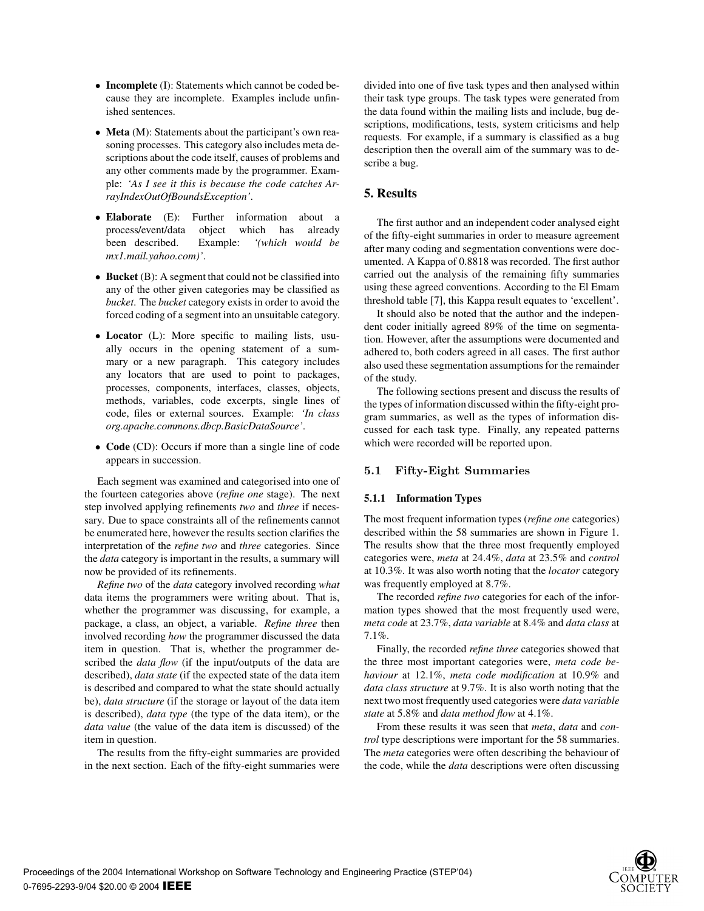- **Incomplete** (I): Statements which cannot be coded because they are incomplete. Examples include unfinished sentences.
- **Meta** (M): Statements about the participant's own reasoning processes. This category also includes meta descriptions about the code itself, causes of problems and any other comments made by the programmer. Example: *'As I see it this is because the code catches ArrayIndexOutOfBoundsException'*.
- **Elaborate** (E): Further information about a process/event/data object which has already been described. Example: *'(which would be mx1.mail.yahoo.com)'*.
- **Bucket** (B): A segment that could not be classified into any of the other given categories may be classified as *bucket*. The *bucket* category exists in order to avoid the forced coding of a segment into an unsuitable category.
- **Locator** (L): More specific to mailing lists, usually occurs in the opening statement of a summary or a new paragraph. This category includes any locators that are used to point to packages, processes, components, interfaces, classes, objects, methods, variables, code excerpts, single lines of code, files or external sources. Example: *'In class org.apache.commons.dbcp.BasicDataSource'*.
- **Code** (CD): Occurs if more than a single line of code appears in succession.

Each segment was examined and categorised into one of the fourteen categories above (*refine one* stage). The next step involved applying refinements *two* and *three* if necessary. Due to space constraints all of the refinements cannot be enumerated here, however the results section clarifies the interpretation of the *refine two* and *three* categories. Since the *data* category is important in the results, a summary will now be provided of its refinements.

*Refine two* of the *data* category involved recording *what* data items the programmers were writing about. That is, whether the programmer was discussing, for example, a package, a class, an object, a variable. *Refine three* then involved recording *how* the programmer discussed the data item in question. That is, whether the programmer described the *data flow* (if the input/outputs of the data are described), *data state* (if the expected state of the data item is described and compared to what the state should actually be), *data structure* (if the storage or layout of the data item is described), *data type* (the type of the data item), or the *data value* (the value of the data item is discussed) of the item in question.

The results from the fifty-eight summaries are provided in the next section. Each of the fifty-eight summaries were divided into one of five task types and then analysed within their task type groups. The task types were generated from the data found within the mailing lists and include, bug descriptions, modifications, tests, system criticisms and help requests. For example, if a summary is classified as a bug description then the overall aim of the summary was to describe a bug.

## 5. Results

The first author and an independent coder analysed eight of the fifty-eight summaries in order to measure agreement after many coding and segmentation conventions were documented. A Kappa of 0.8818 was recorded. The first author carried out the analysis of the remaining fifty summaries using these agreed conventions. According to the El Emam threshold table [7], this Kappa result equates to 'excellent'.

It should also be noted that the author and the independent coder initially agreed 89% of the time on segmentation. However, after the assumptions were documented and adhered to, both coders agreed in all cases. The first author also used these segmentation assumptions for the remainder of the study.

The following sections present and discuss the results of the types of information discussed within the fifty-eight program summaries, as well as the types of information discussed for each task type. Finally, any repeated patterns which were recorded will be reported upon.

### 5.1 Fifty-Eight Summaries

#### 5.1.1 Information Types

The most frequent information types (*refine one* categories) described within the 58 summaries are shown in Figure 1. The results show that the three most frequently employed categories were, *meta* at 24.4%, *data* at 23.5% and *control* at 10.3%. It was also worth noting that the *locator* category was frequently employed at 8.7%.

The recorded *refine two* categories for each of the information types showed that the most frequently used were, *meta code* at 23.7%, *data variable* at 8.4% and *data class* at 7.1%.

Finally, the recorded *refine three* categories showed that the three most important categories were, *meta code behaviour* at 12.1%, *meta code modification* at 10.9% and *data class structure* at 9.7%. It is also worth noting that the next two most frequently used categories were *data variable state* at 5.8% and *data method flow* at 4.1%.

From these results it was seen that *meta*, *data* and *control* type descriptions were important for the 58 summaries. The *meta* categories were often describing the behaviour of the code, while the *data* descriptions were often discussing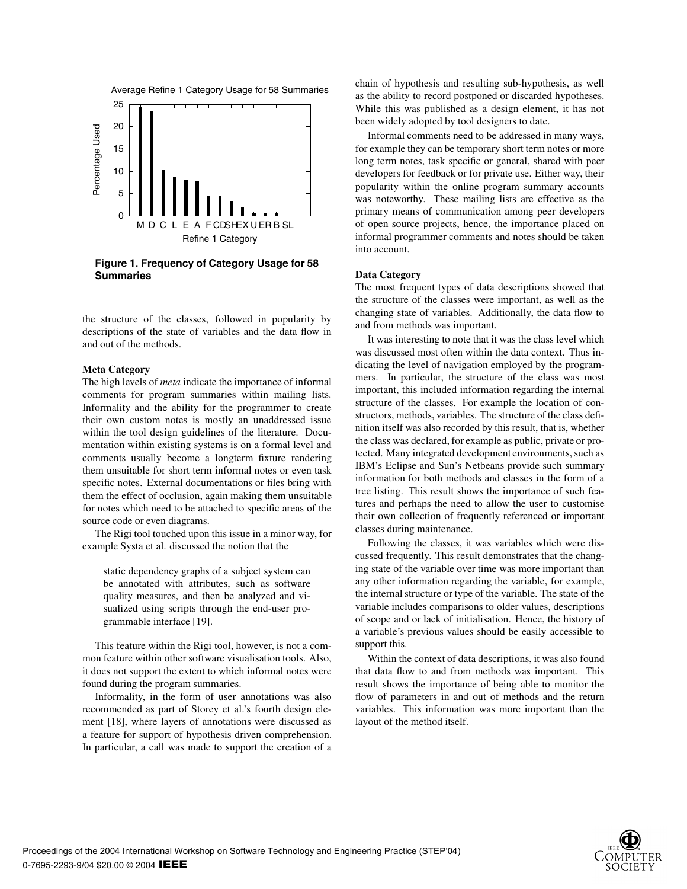Figure 1. Frequency of Category Usage for 58 Summaries

the structure of the classes, followed in popularity by descriptions of the state of variables and the data flow in and out of the methods.

### Meta Category

The high levels of *meta* indicate the importance of informal comments for program summaries within mailing lists. Informality and the ability for the programmer to create their own custom notes is mostly an unaddressed issue within the tool design guidelines of the literature. Documentation within existing systems is on a formal level and comments usually become a longterm fixture rendering them unsuitable for short term informal notes or even task specific notes. External documentations or files bring with them the effect of occlusion, again making them unsuitable for notes which need to be attached to specific areas of the source code or even diagrams.

The Rigi tool touched upon this issue in a minor way, for example Systa et al. discussed the notion that the

> static dependency graphs of a subject system can be annotated with attributes, such as software quality measures, and then be analyzed and visualized using scripts through the end-user programmable interface [19].

This feature within the Rigi tool, however, is not a common feature within other software visualisation tools. Also, it does not support the extent to which informal notes were found during the program summaries.

Informality, in the form of user annotations was also recommended as part of Storey et al.'s fourth design element [18], where layers of annotations were discussed as a feature for support of hypothesis driven comprehension. In particular, a call was made to support the creation of a chain of hypothesis and resulting sub-hypothesis, as well as the ability to record postponed or discarded hypotheses. While this was published as a design element, it has not been widely adopted by tool designers to date.

Informal comments need to be addressed in many ways, for example they can be temporary short term notes or more long term notes, task specific or general, shared with peer developers for feedback or for private use. Either way, their popularity within the online program summary accounts was noteworthy. These mailing lists are effective as the primary means of communication among peer developers of open source projects, hence, the importance placed on informal programmer comments and notes should be taken into account.

### Data Category

The most frequent types of data descriptions showed that the structure of the classes were important, as well as the changing state of variables. Additionally, the data flow to and from methods was important.

It was interesting to note that it was the class level which was discussed most often within the data context. Thus indicating the level of navigation employed by the programmers. In particular, the structure of the class was most important, this included information regarding the internal structure of the classes. For example the location of constructors, methods, variables. The structure of the class definition itself was also recorded by this result, that is, whether the class was declared, for example as public, private or protected. Many integrated development environments, such as IBM's Eclipse and Sun's Netbeans provide such summary information for both methods and classes in the form of a tree listing. This result shows the importance of such features and perhaps the need to allow the user to customise their own collection of frequently referenced or important classes during maintenance.

Following the classes, it was variables which were discussed frequently. This result demonstrates that the changing state of the variable over time was more important than any other information regarding the variable, for example, the internal structure or type of the variable. The state of the variable includes comparisons to older values, descriptions of scope and or lack of initialisation. Hence, the history of a variable's previous values should be easily accessible to support this.

Within the context of data descriptions, it was also found that data flow to and from methods was important. This result shows the importance of being able to monitor the flow of parameters in and out of methods and the return variables. This information was more important than the layout of the method itself.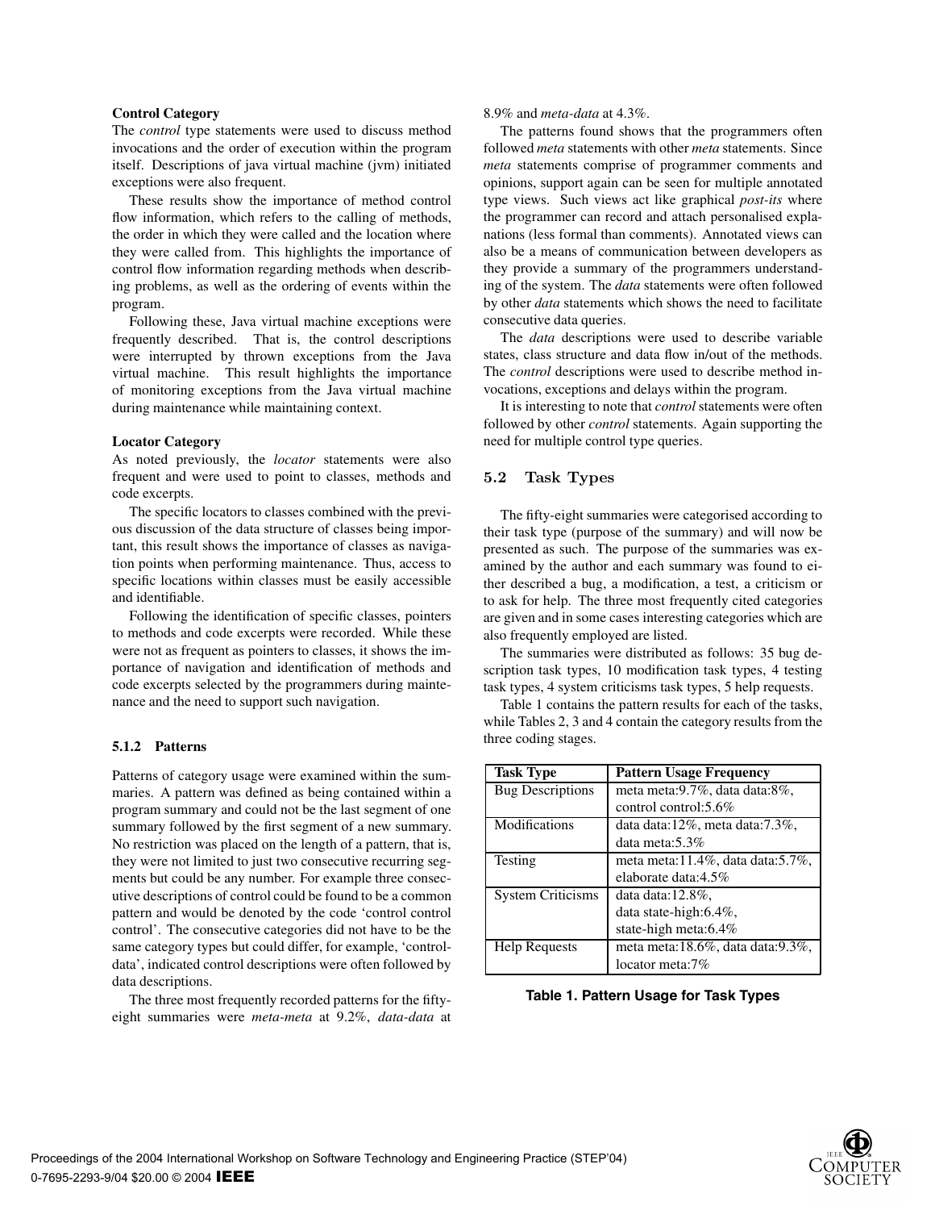**Control Category**

The *control* type statements were used to discuss method invocations and the order of execution within the program itself. Descriptions of java virtual machine (jvm) initiated exceptions were also frequent.

These results show the importance of method control flow information, which refers to the calling of methods, the order in which they were called and the location where they were called from. This highlights the importance of control flow information regarding methods when describing problems, as well as the ordering of events within the program.

Following these, Java virtual machine exceptions were frequently described. That is, the control descriptions were interrupted by thrown exceptions from the Java virtual machine. This result highlights the importance of monitoring exceptions from the Java virtual machine during maintenance while maintaining context.

**Locator Category**

As noted previously, the *locator* statements were also frequent and were used to point to classes, methods and code excerpts.

The specific locators to classes combined with the previous discussion of the data structure of classes being important, this result shows the importance of classes as navigation points when performing maintenance. Thus, access to specific locations within classes must be easily accessible and identifiable.

Following the identification of specific classes, pointers to methods and code excerpts were recorded. While these were not as frequent as pointers to classes, it shows the importance of navigation and identification of methods and code excerpts selected by the programmers during maintenance and the need to support such navigation.

#### 5.1.2 Patterns

Patterns of category usage were examined within the summaries. A pattern was defined as being contained within a program summary and could not be the last segment of one summary followed by the first segment of a new summary. No restriction was placed on the length of a pattern, that is, they were not limited to just two consecutive recurring segments but could be any number. For example three consecutive descriptions of control could be found to be a common pattern and would be denoted by the code 'control control control'. The consecutive categories did not have to be the same category types but could differ, for example, 'control-data', indicated control descriptions were often followed by data descriptions.

The three most frequently recorded patterns for the fifty-eight summaries were *meta-meta* at 9.2%, *data-data* at 8.9% and *meta-data* at 4.3%.

The patterns found shows that the programmers often followed *meta* statements with other *meta* statements. Since *meta* statements comprise of programmer comments and opinions, support again can be seen for multiple annotated type views. Such views act like graphical *post-its* where the programmer can record and attach personalised explanations (less formal than comments). Annotated views can also be a means of communication between developers as they provide a summary of the programmers understanding of the system. The *data* statements were often followed by other *data* statements which shows the need to facilitate consecutive data queries.

The *data* descriptions were used to describe variable states, class structure and data flow in/out of the methods. The *control* descriptions were used to describe method invocations, exceptions and delays within the program.

It is interesting to note that *control* statements were often followed by other *control* statements. Again supporting the need for multiple control type queries.

### 5.2 Task Types

The fifty-eight summaries were categorised according to their task type (purpose of the summary) and will now be presented as such. The purpose of the summaries was examined by the author and each summary was found to either described a bug, a modification, a test, a criticism or to ask for help. The three most frequently cited categories are given and in some cases interesting categories which are also frequently employed are listed.

The summaries were distributed as follows: 35 bug description task types, 10 modification task types, 4 testing task types, 4 system criticisms task types, 5 help requests.

Table 1 contains the pattern results for each of the tasks, while Tables 2, 3 and 4 contain the category results from the three coding stages.

| Task Type | Pattern Usage Frequency |
|---|---|
| Bug Descriptions | meta meta:9.7%, data data:8%, control control:5.6% |
| Modifications | data data:12%, meta data:7.3%, data meta:5.3% |
| Testing | meta meta:11.4%, data data:5.7%, elaborate data:4.5% |
| System Criticisms | data data:12.8%, data state-high:6.4%, state-high meta:6.4% |
| Help Requests | meta meta:18.6%, data data:9.3%, locator meta:7% |

**Table 1. Pattern Usage for Task Types**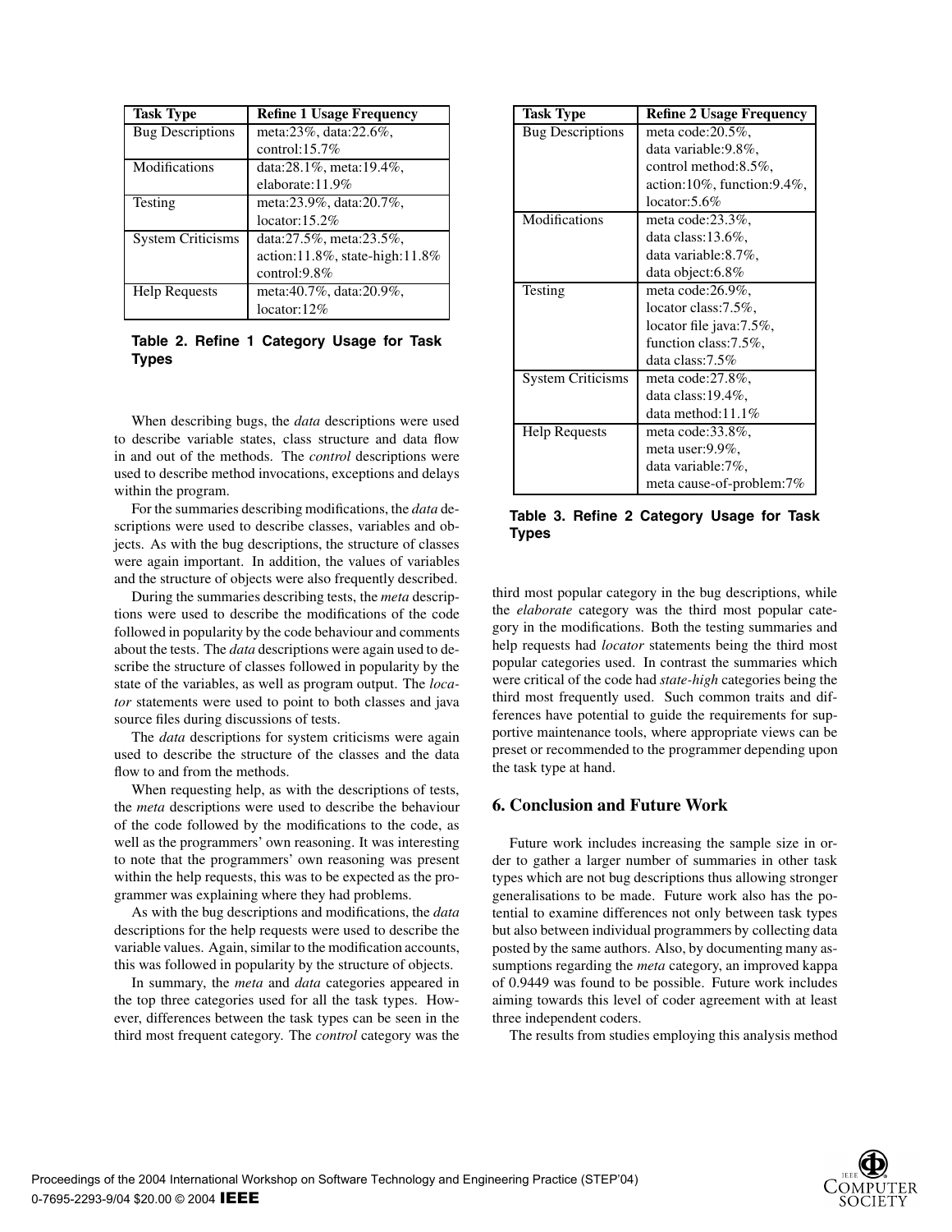| Task Type | Refine 1 Usage Frequency |
| --- | --- |
| Bug Descriptions | meta:23%, data:22.6%, control:15.7% |
| Modifications | data:28.1%, meta:19.4%, elaborate:11.9% |
| Testing | meta:23.9%, data:20.7%, locator:15.2% |
| System Criticisms | data:27.5%, meta:23.5%, action:11.8%, state-high:11.8% control:9.8% |
| Help Requests | meta:40.7%, data:20.9%, locator:12% |

**Table 2. Refine 1 Category Usage for Task Types**

When describing bugs, the *data* descriptions were used to describe variable states, class structure and data flow in and out of the methods. The *control* descriptions were used to describe method invocations, exceptions and delays within the program.

For the summaries describing modifications, the *data* descriptions were used to describe classes, variables and objects. As with the bug descriptions, the structure of classes were again important. In addition, the values of variables and the structure of objects were also frequently described.

During the summaries describing tests, the *meta* descriptions were used to describe the modifications of the code followed in popularity by the code behaviour and comments about the tests. The *data* descriptions were again used to describe the structure of classes followed in popularity by the state of the variables, as well as program output. The *locator* statements were used to point to both classes and java source files during discussions of tests.

The *data* descriptions for system criticisms were again used to describe the structure of the classes and the data flow to and from the methods.

When requesting help, as with the descriptions of tests, the *meta* descriptions were used to describe the behaviour of the code followed by the modifications to the code, as well as the programmers' own reasoning. It was interesting to note that the programmers' own reasoning was present within the help requests, this was to be expected as the programmer was explaining where they had problems.

As with the bug descriptions and modifications, the *data* descriptions for the help requests were used to describe the variable values. Again, similar to the modification accounts, this was followed in popularity by the structure of objects.

In summary, the *meta* and *data* categories appeared in the top three categories used for all the task types. However, differences between the task types can be seen in the third most frequent category. The *control* category was the third most popular category in the bug descriptions, while the *elaborate* category was the third most popular category in the modifications. Both the testing summaries and help requests had *locator* statements being the third most popular categories used. In contrast the summaries which were critical of the code had *state-high* categories being the third most frequently used. Such common traits and differences have potential to guide the requirements for supportive maintenance tools, where appropriate views can be preset or recommended to the programmer depending upon the task type at hand.

| Task Type | Refine 2 Usage Frequency |
| --- | --- |
| Bug Descriptions | meta code:20.5%, data variable:9.8%, control method:8.5%, action:10%, function:9.4%, locator:5.6% |
| Modifications | meta code:23.3%, data class:13.6%, data variable:8.7%, data object:6.8% |
| Testing | meta code:26.9%, locator class:7.5%, locator file java:7.5%, function class:7.5%, data class:7.5% |
| System Criticisms | meta code:27.8%, data class:19.4%, data method:11.1% |
| Help Requests | meta code:33.8%, meta user:9.9%, data variable:7%, meta cause-of-problem:7% |

**Table 3. Refine 2 Category Usage for Task Types**

## 6. Conclusion and Future Work

Future work includes increasing the sample size in order to gather a larger number of summaries in other task types which are not bug descriptions thus allowing stronger generalisations to be made. Future work also has the potential to examine differences not only between task types but also between individual programmers by collecting data posted by the same authors. Also, by documenting many assumptions regarding the *meta* category, an improved kappa of 0.9449 was found to be possible. Future work includes aiming towards this level of coder agreement with at least three independent coders.

The results from studies employing this analysis method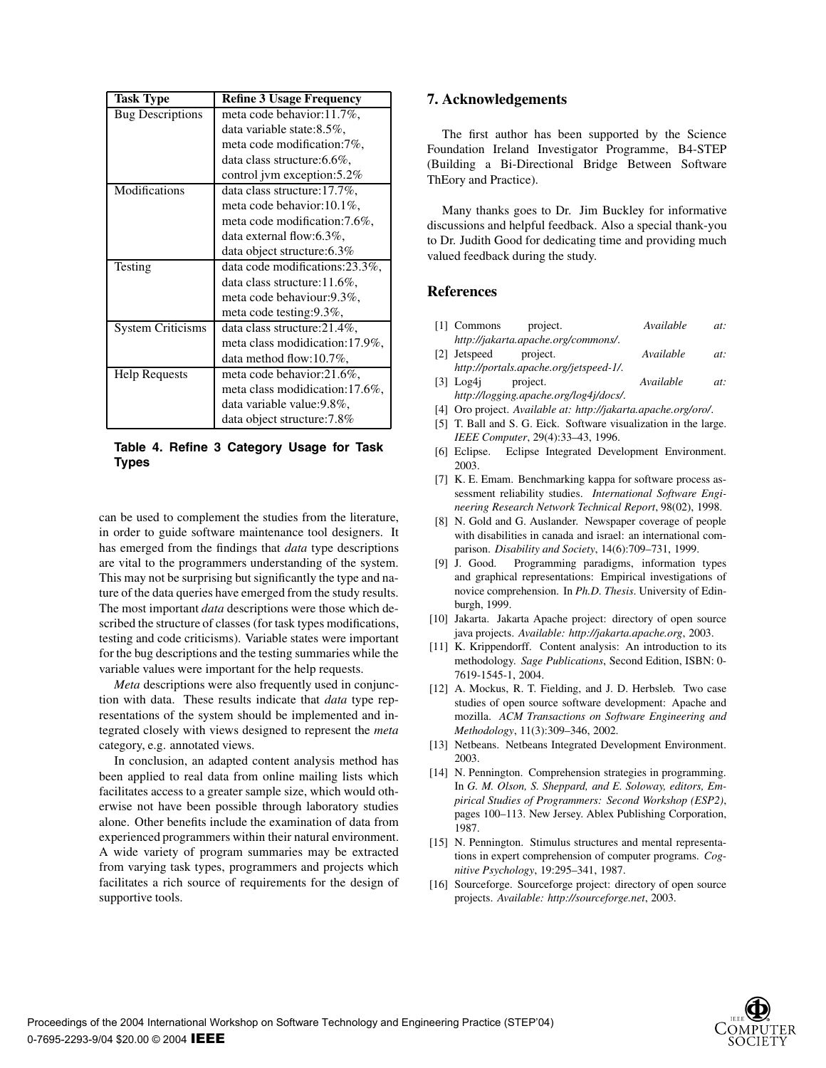| Task Type | Refine 3 Usage Frequency |
|---|---|
| Bug Descriptions | meta code behavior:11.7%, data variable state:8.5%, meta code modification:7%, data class structure:6.6%, control jvm exception:5.2% |
| Modifications | data class structure:17.7%, meta code behavior:10.1%, meta code modification:7.6%, data external flow:6.3%, data object structure:6.3% |
| Testing | data code modifications:23.3%, data class structure:11.6%, meta code behaviour:9.3%, meta code testing:9.3%, |
| System Criticisms | data class structure:21.4%, meta class modidication:17.9%, data method flow:10.7%, |
| Help Requests | meta code behavior:21.6%, meta class modidication:17.6%, data variable value:9.8%, data object structure:7.8% |

**Table 4. Refine 3 Category Usage for Task Types**

can be used to complement the studies from the literature, in order to guide software maintenance tool designers. It has emerged from the findings that *data* type descriptions are vital to the programmers understanding of the system. This may not be surprising but significantly the type and nature of the data queries have emerged from the study results. The most important *data* descriptions were those which described the structure of classes (for task types modifications, testing and code criticisms). Variable states were important for the bug descriptions and the testing summaries while the variable values were important for the help requests.

*Meta* descriptions were also frequently used in conjunction with data. These results indicate that *data* type representations of the system should be implemented and integrated closely with views designed to represent the *meta* category, e.g. annotated views.

In conclusion, an adapted content analysis method has been applied to real data from online mailing lists which facilitates access to a greater sample size, which would otherwise not have been possible through laboratory studies alone. Other benefits include the examination of data from experienced programmers within their natural environment. A wide variety of program summaries may be extracted from varying task types, programmers and projects which facilitates a rich source of requirements for the design of supportive tools.

## 7. Acknowledgements

The first author has been supported by the Science Foundation Ireland Investigator Programme, B4-STEP (Building a Bi-Directional Bridge Between Software ThEory and Practice).

Many thanks goes to Dr. Jim Buckley for informative discussions and helpful feedback. Also a special thank-you to Dr. Judith Good for dedicating time and providing much valued feedback during the study.

## References

[1] Commons project. *Available at: http://jakarta.apache.org/commons/*.

[2] Jetspeed project. *Available at: http://portals.apache.org/jetspeed-1/*.

[3] Log4j project. *Available at: http://logging.apache.org/log4j/docs/*.

[4] Oro project. *Available at: http://jakarta.apache.org/oro/*.

[5] T. Ball and S. G. Eick. Software visualization in the large. *IEEE Computer*, 29(4):33–43, 1996.

[6] Eclipse. Eclipse Integrated Development Environment. 2003.

[7] K. E. Emam. Benchmarking kappa for software process assessment reliability studies. *International Software Engineering Research Network Technical Report*, 98(02), 1998.

[8] N. Gold and G. Auslander. Newspaper coverage of people with disabilities in canada and israel: an international comparison. *Disability and Society*, 14(6):709–731, 1999.

[9] J. Good. Programming paradigms, information types and graphical representations: Empirical investigations of novice comprehension. In *Ph.D. Thesis*. University of Edinburgh, 1999.

[10] Jakarta. Jakarta Apache project: directory of open source java projects. *Available: http://jakarta.apache.org*, 2003.

[11] K. Krippendorff. Content analysis: An introduction to its methodology. *Sage Publications*, Second Edition, ISBN: 0-7619-1545-1, 2004.

[12] A. Mockus, R. T. Fielding, and J. D. Herbsleb. Two case studies of open source software development: Apache and mozilla. *ACM Transactions on Software Engineering and Methodology*, 11(3):309–346, 2002.

[13] Netbeans. Netbeans Integrated Development Environment. 2003.

[14] N. Pennington. Comprehension strategies in programming. In *G. M. Olson, S. Sheppard, and E. Soloway, editors, Empirical Studies of Programmers: Second Workshop (ESP2)*, pages 100–113. New Jersey. Ablex Publishing Corporation, 1987.

[15] N. Pennington. Stimulus structures and mental representations in expert comprehension of computer programs. *Cognitive Psychology*, 19:295–341, 1987.

[16] Sourceforge. Sourceforge project: directory of open source projects. *Available: http://sourceforge.net*, 2003.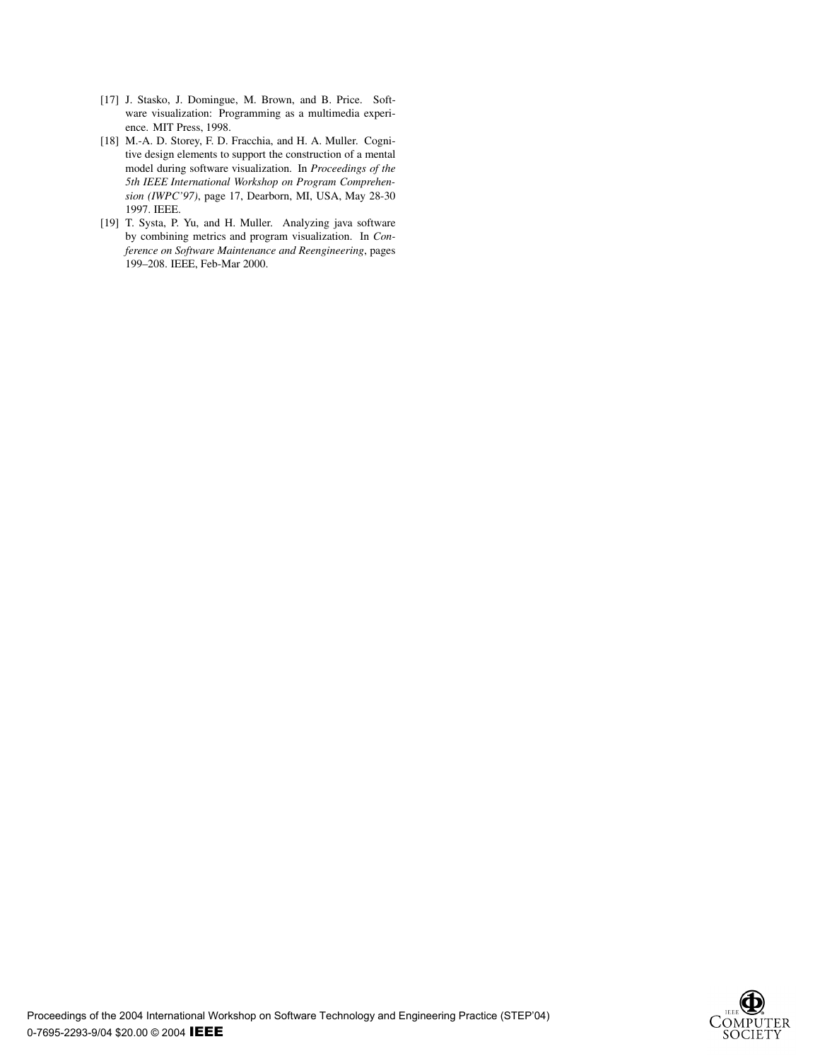[17] J. Stasko, J. Domingue, M. Brown, and B. Price. Software visualization: Programming as a multimedia experience. MIT Press, 1998.

[18] M.-A. D. Storey, F. D. Fracchia, and H. A. Muller. Cognitive design elements to support the construction of a mental model during software visualization. In *Proceedings of the 5th IEEE International Workshop on Program Comprehension (IWPC'97)*, page 17, Dearborn, MI, USA, May 28-30 1997. IEEE.

[19] T. Systa, P. Yu, and H. Muller. Analyzing java software by combining metrics and program visualization. In *Conference on Software Maintenance and Reengineering*, pages 199–208. IEEE, Feb-Mar 2000.